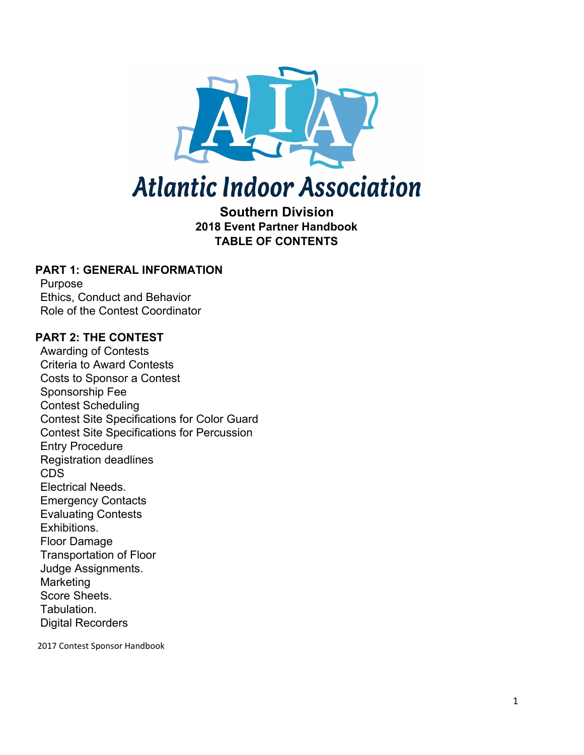# Atlantic Indoor Association

## Southern Division
### 2018 Event Partner Handbook
### TABLE OF CONTENTS

**PART 1: GENERAL INFORMATION**

Purpose
Ethics, Conduct and Behavior
Role of the Contest Coordinator

**PART 2: THE CONTEST**

Awarding of Contests
Criteria to Award Contests
Costs to Sponsor a Contest
Sponsorship Fee
Contest Scheduling
Contest Site Specifications for Color Guard
Contest Site Specifications for Percussion
Entry Procedure
Registration deadlines
CDS
Electrical Needs.
Emergency Contacts
Evaluating Contests
Exhibitions.
Floor Damage
Transportation of Floor
Judge Assignments.
Marketing
Score Sheets.
Tabulation.
Digital Recorders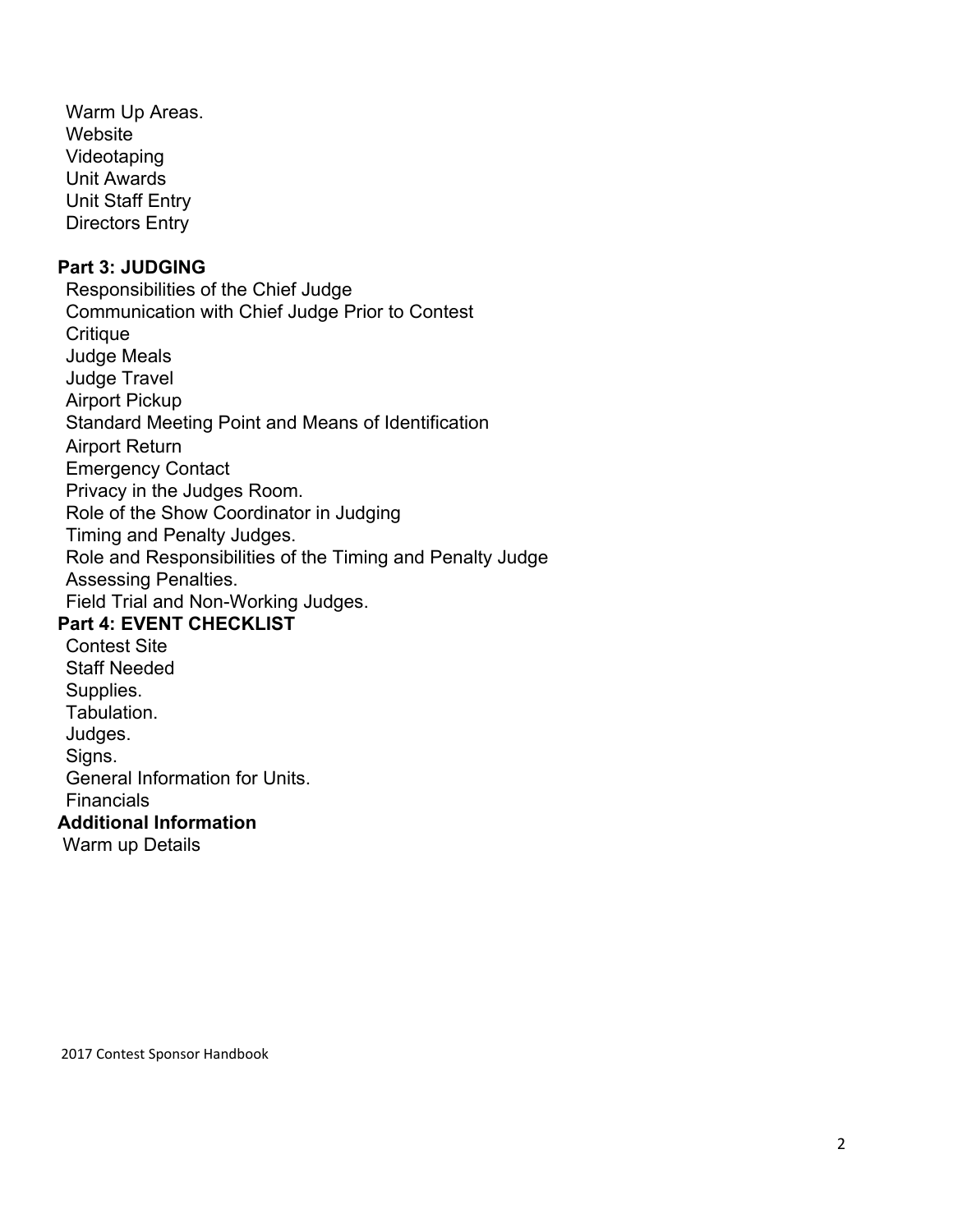Warm Up Areas.
Website
Videotaping
Unit Awards
Unit Staff Entry
Directors Entry

**Part 3: JUDGING**

Responsibilities of the Chief Judge
Communication with Chief Judge Prior to Contest
Critique
Judge Meals
Judge Travel
Airport Pickup
Standard Meeting Point and Means of Identification
Airport Return
Emergency Contact
Privacy in the Judges Room.
Role of the Show Coordinator in Judging
Timing and Penalty Judges.
Role and Responsibilities of the Timing and Penalty Judge
Assessing Penalties.
Field Trial and Non-Working Judges.

**Part 4: EVENT CHECKLIST**

Contest Site
Staff Needed
Supplies.
Tabulation.
Judges.
Signs.
General Information for Units.
Financials

**Additional Information**

Warm up Details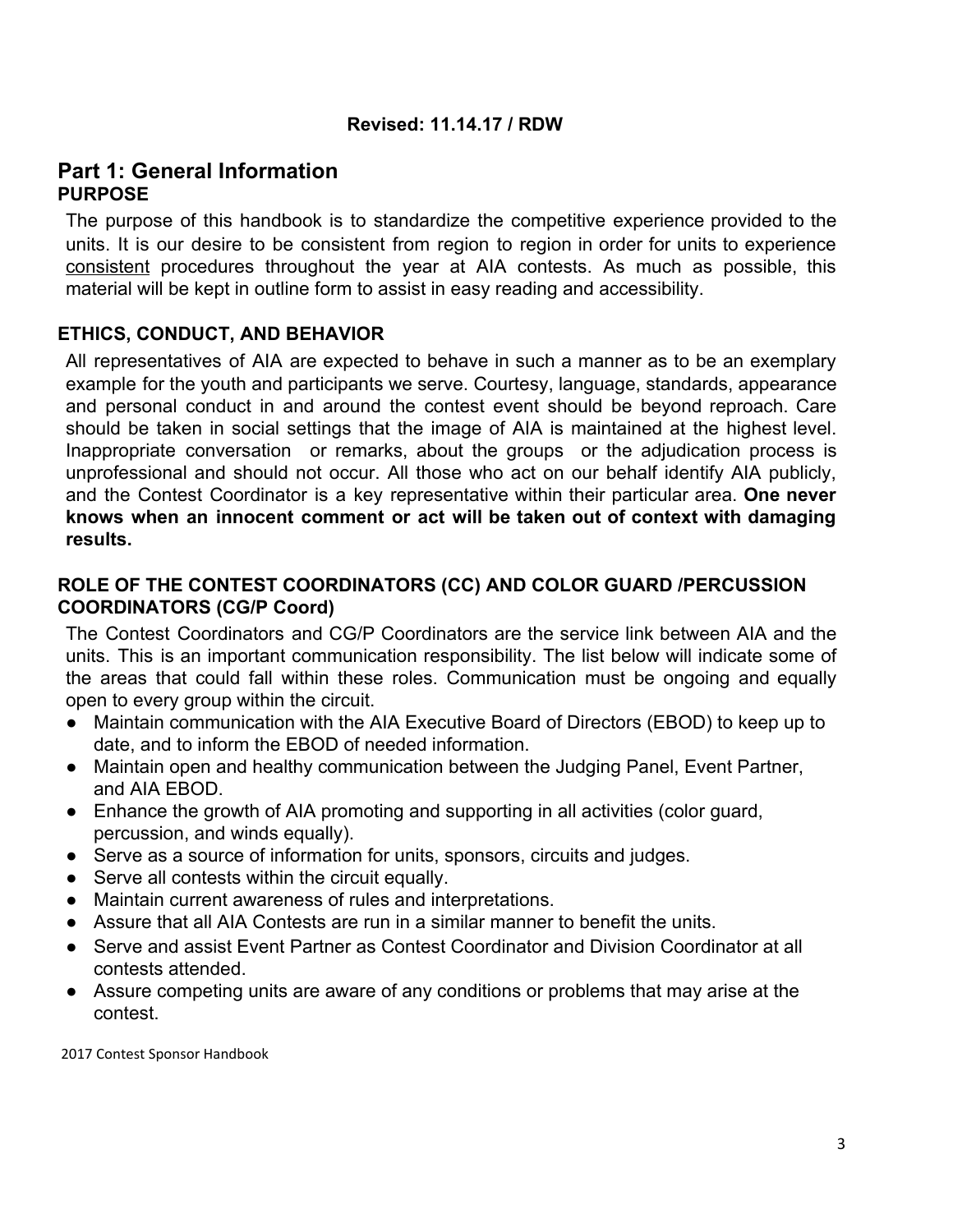**Revised: 11.14.17 / RDW**

# Part 1: General Information

## PURPOSE

The purpose of this handbook is to standardize the competitive experience provided to the units. It is our desire to be consistent from region to region in order for units to experience consistent procedures throughout the year at AIA contests. As much as possible, this material will be kept in outline form to assist in easy reading and accessibility.

## ETHICS, CONDUCT, AND BEHAVIOR

All representatives of AIA are expected to behave in such a manner as to be an exemplary example for the youth and participants we serve. Courtesy, language, standards, appearance and personal conduct in and around the contest event should be beyond reproach. Care should be taken in social settings that the image of AIA is maintained at the highest level. Inappropriate conversation or remarks, about the groups or the adjudication process is unprofessional and should not occur. All those who act on our behalf identify AIA publicly, and the Contest Coordinator is a key representative within their particular area. **One never knows when an innocent comment or act will be taken out of context with damaging results.**

## ROLE OF THE CONTEST COORDINATORS (CC) AND COLOR GUARD /PERCUSSION COORDINATORS (CG/P Coord)

The Contest Coordinators and CG/P Coordinators are the service link between AIA and the units. This is an important communication responsibility. The list below will indicate some of the areas that could fall within these roles. Communication must be ongoing and equally open to every group within the circuit.

- Maintain communication with the AIA Executive Board of Directors (EBOD) to keep up to date, and to inform the EBOD of needed information.
- Maintain open and healthy communication between the Judging Panel, Event Partner, and AIA EBOD.
- Enhance the growth of AIA promoting and supporting in all activities (color guard, percussion, and winds equally).
- Serve as a source of information for units, sponsors, circuits and judges.
- Serve all contests within the circuit equally.
- Maintain current awareness of rules and interpretations.
- Assure that all AIA Contests are run in a similar manner to benefit the units.
- Serve and assist Event Partner as Contest Coordinator and Division Coordinator at all contests attended.
- Assure competing units are aware of any conditions or problems that may arise at the contest.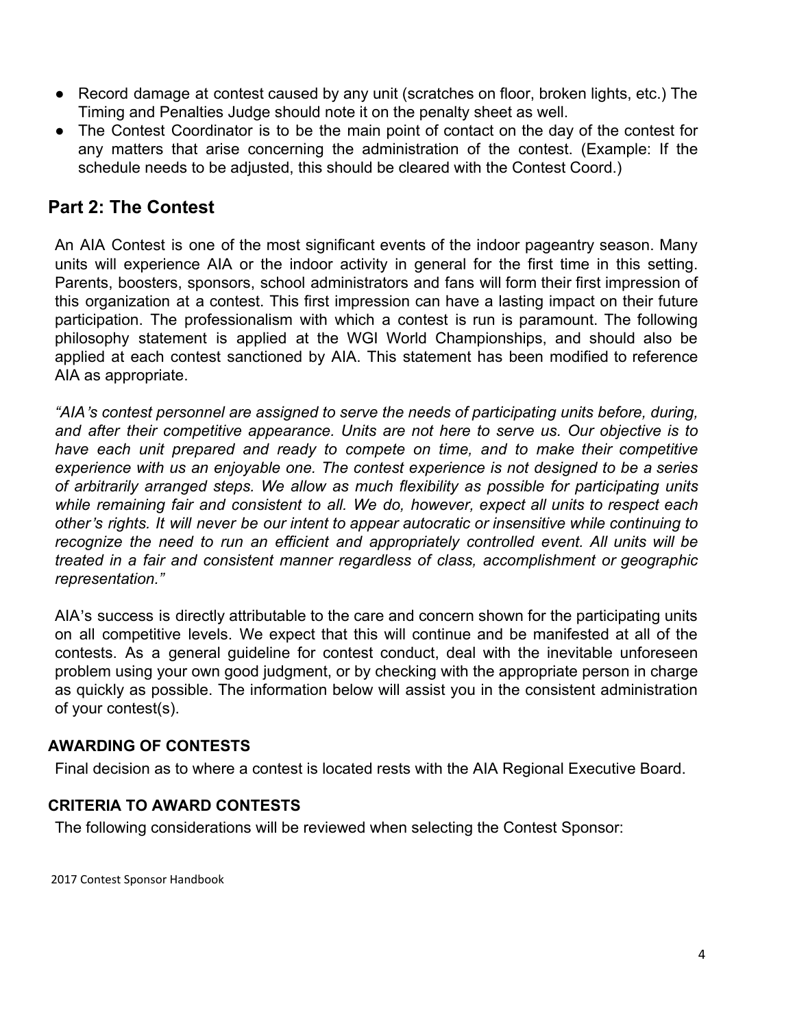- Record damage at contest caused by any unit (scratches on floor, broken lights, etc.) The Timing and Penalties Judge should note it on the penalty sheet as well.
- The Contest Coordinator is to be the main point of contact on the day of the contest for any matters that arise concerning the administration of the contest. (Example: If the schedule needs to be adjusted, this should be cleared with the Contest Coord.)

## Part 2: The Contest

An AIA Contest is one of the most significant events of the indoor pageantry season. Many units will experience AIA or the indoor activity in general for the first time in this setting. Parents, boosters, sponsors, school administrators and fans will form their first impression of this organization at a contest. This first impression can have a lasting impact on their future participation. The professionalism with which a contest is run is paramount. The following philosophy statement is applied at the WGI World Championships, and should also be applied at each contest sanctioned by AIA. This statement has been modified to reference AIA as appropriate.

*"AIA's contest personnel are assigned to serve the needs of participating units before, during, and after their competitive appearance. Units are not here to serve us. Our objective is to have each unit prepared and ready to compete on time, and to make their competitive experience with us an enjoyable one. The contest experience is not designed to be a series of arbitrarily arranged steps. We allow as much flexibility as possible for participating units while remaining fair and consistent to all. We do, however, expect all units to respect each other's rights. It will never be our intent to appear autocratic or insensitive while continuing to recognize the need to run an efficient and appropriately controlled event. All units will be treated in a fair and consistent manner regardless of class, accomplishment or geographic representation."*

AIA's success is directly attributable to the care and concern shown for the participating units on all competitive levels. We expect that this will continue and be manifested at all of the contests. As a general guideline for contest conduct, deal with the inevitable unforeseen problem using your own good judgment, or by checking with the appropriate person in charge as quickly as possible. The information below will assist you in the consistent administration of your contest(s).

### AWARDING OF CONTESTS

Final decision as to where a contest is located rests with the AIA Regional Executive Board.

### CRITERIA TO AWARD CONTESTS

The following considerations will be reviewed when selecting the Contest Sponsor: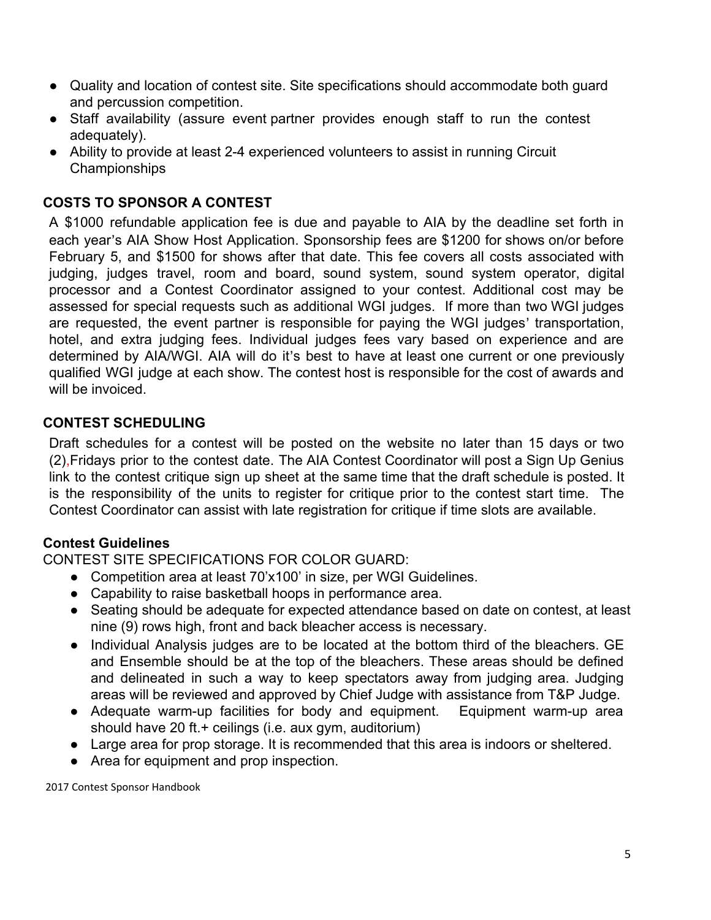- Quality and location of contest site. Site specifications should accommodate both guard and percussion competition.
- Staff availability (assure event partner provides enough staff to run the contest adequately).
- Ability to provide at least 2-4 experienced volunteers to assist in running Circuit Championships

### COSTS TO SPONSOR A CONTEST

A $1000 refundable application fee is due and payable to AIA by the deadline set forth in each year's AIA Show Host Application. Sponsorship fees are $1200 for shows on/or before February 5, and $1500 for shows after that date. This fee covers all costs associated with judging, judges travel, room and board, sound system, sound system operator, digital processor and a Contest Coordinator assigned to your contest. Additional cost may be assessed for special requests such as additional WGI judges. If more than two WGI judges are requested, the event partner is responsible for paying the WGI judges' transportation, hotel, and extra judging fees. Individual judges fees vary based on experience and are determined by AIA/WGI. AIA will do it's best to have at least one current or one previously qualified WGI judge at each show. The contest host is responsible for the cost of awards and will be invoiced.

### CONTEST SCHEDULING

Draft schedules for a contest will be posted on the website no later than 15 days or two (2),Fridays prior to the contest date. The AIA Contest Coordinator will post a Sign Up Genius link to the contest critique sign up sheet at the same time that the draft schedule is posted. It is the responsibility of the units to register for critique prior to the contest start time. The Contest Coordinator can assist with late registration for critique if time slots are available.

### Contest Guidelines

CONTEST SITE SPECIFICATIONS FOR COLOR GUARD:

- Competition area at least 70'x100' in size, per WGI Guidelines.
- Capability to raise basketball hoops in performance area.
- Seating should be adequate for expected attendance based on date on contest, at least nine (9) rows high, front and back bleacher access is necessary.
- Individual Analysis judges are to be located at the bottom third of the bleachers. GE and Ensemble should be at the top of the bleachers. These areas should be defined and delineated in such a way to keep spectators away from judging area. Judging areas will be reviewed and approved by Chief Judge with assistance from T&P Judge.
- Adequate warm-up facilities for body and equipment. Equipment warm-up area should have 20 ft.+ ceilings (i.e. aux gym, auditorium)
- Large area for prop storage. It is recommended that this area is indoors or sheltered.
- Area for equipment and prop inspection.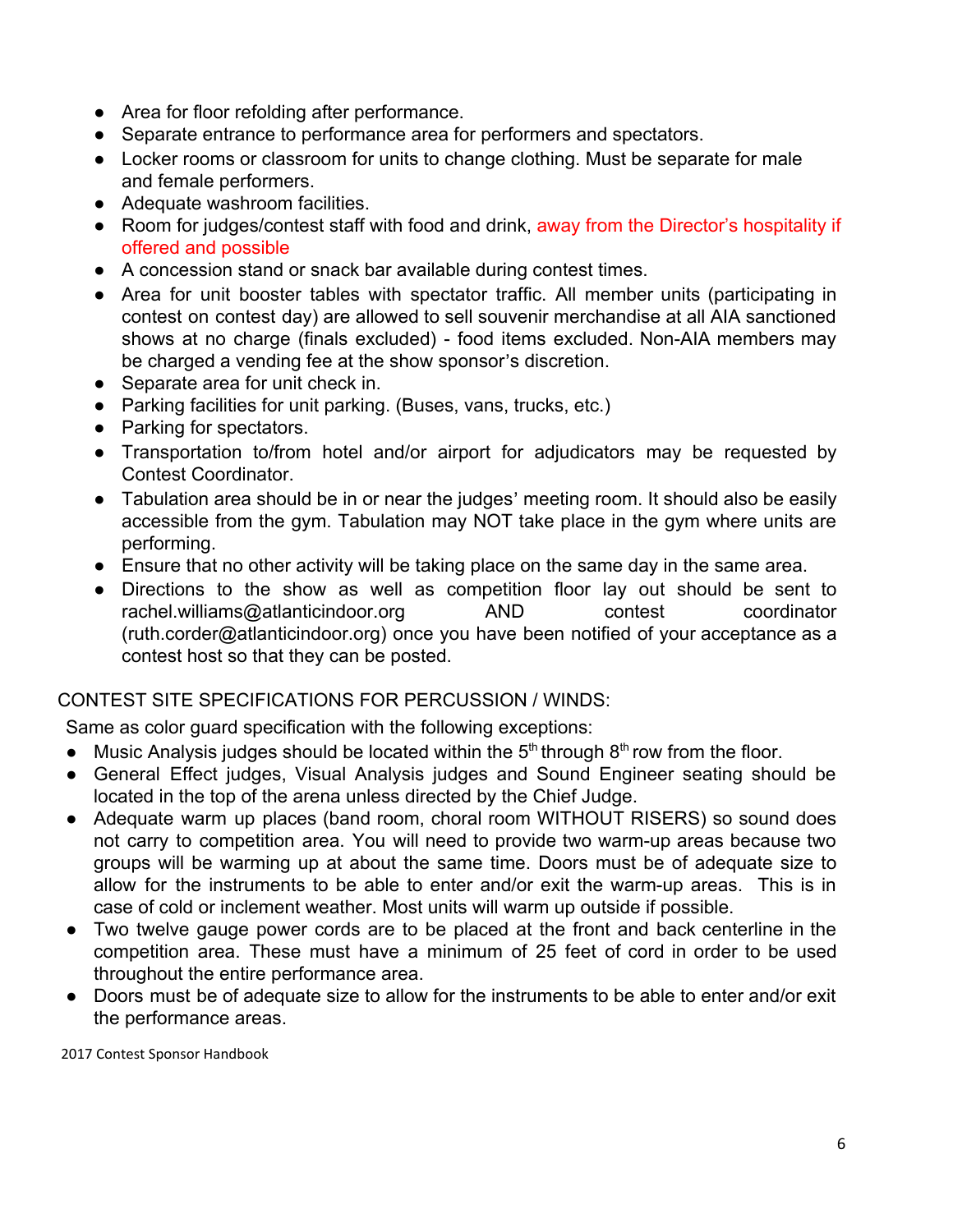- Area for floor refolding after performance.
- Separate entrance to performance area for performers and spectators.
- Locker rooms or classroom for units to change clothing. Must be separate for male and female performers.
- Adequate washroom facilities.
- Room for judges/contest staff with food and drink, away from the Director's hospitality if offered and possible
- A concession stand or snack bar available during contest times.
- Area for unit booster tables with spectator traffic. All member units (participating in contest on contest day) are allowed to sell souvenir merchandise at all AIA sanctioned shows at no charge (finals excluded) - food items excluded. Non-AIA members may be charged a vending fee at the show sponsor's discretion.
- Separate area for unit check in.
- Parking facilities for unit parking. (Buses, vans, trucks, etc.)
- Parking for spectators.
- Transportation to/from hotel and/or airport for adjudicators may be requested by Contest Coordinator.
- Tabulation area should be in or near the judges' meeting room. It should also be easily accessible from the gym. Tabulation may NOT take place in the gym where units are performing.
- Ensure that no other activity will be taking place on the same day in the same area.
- Directions to the show as well as competition floor lay out should be sent to rachel.williams@atlanticindoor.org AND contest coordinator (ruth.corder@atlanticindoor.org) once you have been notified of your acceptance as a contest host so that they can be posted.

CONTEST SITE SPECIFICATIONS FOR PERCUSSION / WINDS:

Same as color guard specification with the following exceptions:

- Music Analysis judges should be located within the 5th through 8th row from the floor.
- General Effect judges, Visual Analysis judges and Sound Engineer seating should be located in the top of the arena unless directed by the Chief Judge.
- Adequate warm up places (band room, choral room WITHOUT RISERS) so sound does not carry to competition area. You will need to provide two warm-up areas because two groups will be warming up at about the same time. Doors must be of adequate size to allow for the instruments to be able to enter and/or exit the warm-up areas. This is in case of cold or inclement weather. Most units will warm up outside if possible.
- Two twelve gauge power cords are to be placed at the front and back centerline in the competition area. These must have a minimum of 25 feet of cord in order to be used throughout the entire performance area.
- Doors must be of adequate size to allow for the instruments to be able to enter and/or exit the performance areas.

2017 Contest Sponsor Handbook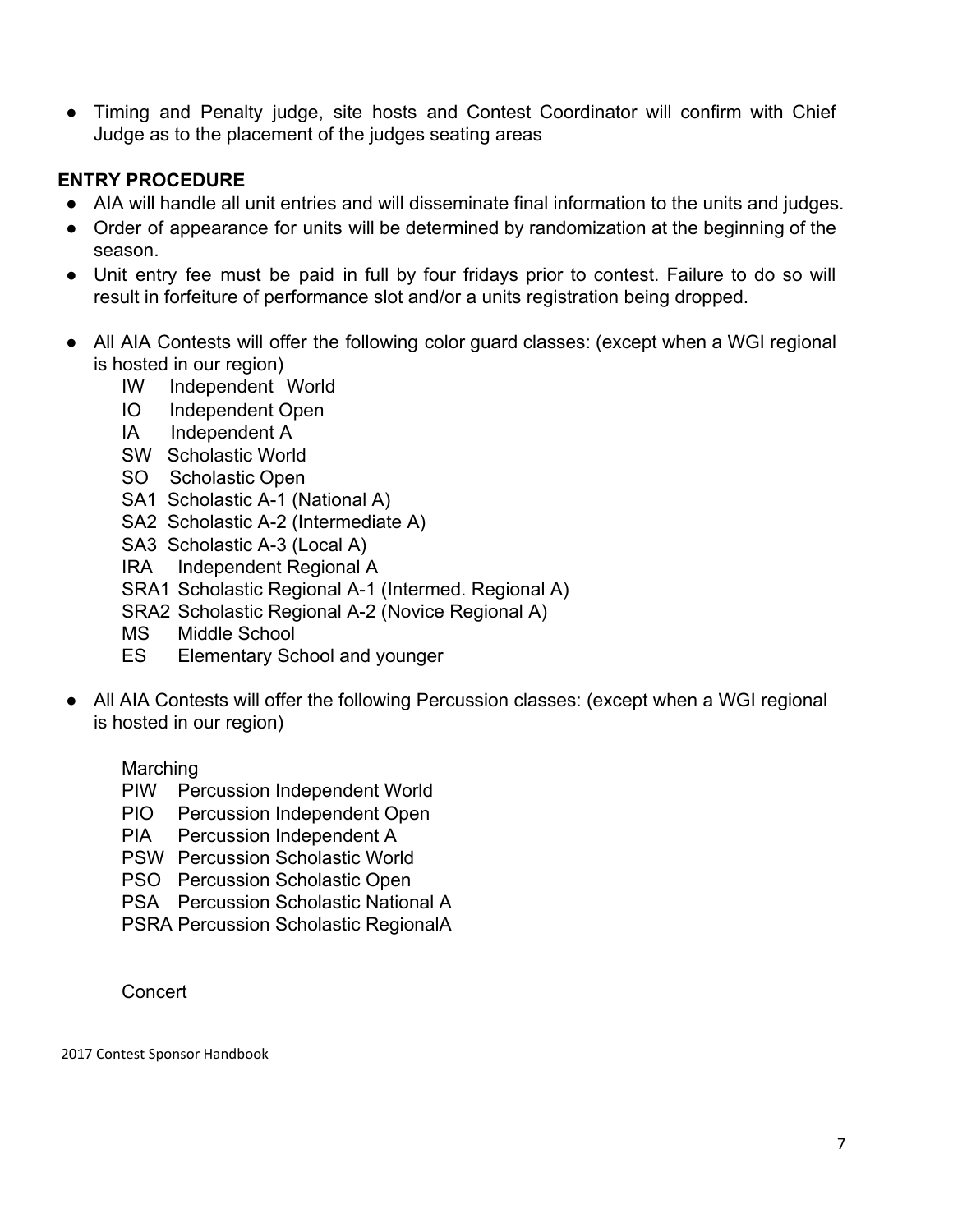- Timing and Penalty judge, site hosts and Contest Coordinator will confirm with Chief Judge as to the placement of the judges seating areas

**ENTRY PROCEDURE**

- AIA will handle all unit entries and will disseminate final information to the units and judges.
- Order of appearance for units will be determined by randomization at the beginning of the season.
- Unit entry fee must be paid in full by four fridays prior to contest. Failure to do so will result in forfeiture of performance slot and/or a units registration being dropped.

- All AIA Contests will offer the following color guard classes: (except when a WGI regional is hosted in our region)
  - IW Independent World
  - IO Independent Open
  - IA Independent A
  - SW Scholastic World
  - SO Scholastic Open
  - SA1 Scholastic A-1 (National A)
  - SA2 Scholastic A-2 (Intermediate A)
  - SA3 Scholastic A-3 (Local A)
  - IRA Independent Regional A
  - SRA1 Scholastic Regional A-1 (Intermed. Regional A)
  - SRA2 Scholastic Regional A-2 (Novice Regional A)
  - MS Middle School
  - ES Elementary School and younger

- All AIA Contests will offer the following Percussion classes: (except when a WGI regional is hosted in our region)

  Marching
  - PIW Percussion Independent World
  - PIO Percussion Independent Open
  - PIA Percussion Independent A
  - PSW Percussion Scholastic World
  - PSO Percussion Scholastic Open
  - PSA Percussion Scholastic National A
  - PSRA Percussion Scholastic RegionalA

  Concert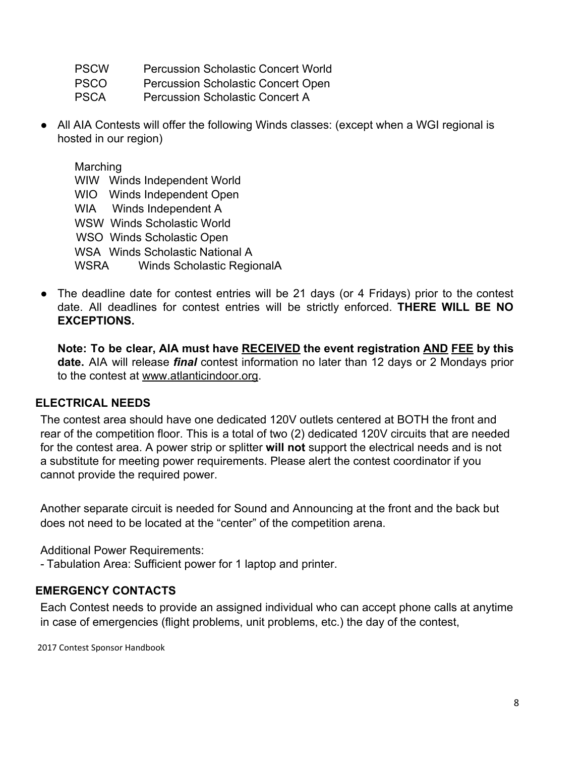PSCW Percussion Scholastic Concert World
PSCO Percussion Scholastic Concert Open
PSCA Percussion Scholastic Concert A

- All AIA Contests will offer the following Winds classes: (except when a WGI regional is hosted in our region)

  Marching
  WIW Winds Independent World
  WIO Winds Independent Open
  WIA Winds Independent A
  WSW Winds Scholastic World
  WSO Winds Scholastic Open
  WSA Winds Scholastic National A
  WSRA Winds Scholastic RegionalA

- The deadline date for contest entries will be 21 days (or 4 Fridays) prior to the contest date. All deadlines for contest entries will be strictly enforced. **THERE WILL BE NO EXCEPTIONS.**

  **Note: To be clear, AIA must have RECEIVED the event registration AND FEE by this date.** AIA will release ***final*** contest information no later than 12 days or 2 Mondays prior to the contest at www.atlanticindoor.org.

## ELECTRICAL NEEDS

The contest area should have one dedicated 120V outlets centered at BOTH the front and rear of the competition floor. This is a total of two (2) dedicated 120V circuits that are needed for the contest area. A power strip or splitter **will not** support the electrical needs and is not a substitute for meeting power requirements. Please alert the contest coordinator if you cannot provide the required power.

Another separate circuit is needed for Sound and Announcing at the front and the back but does not need to be located at the "center" of the competition arena.

Additional Power Requirements:
- Tabulation Area: Sufficient power for 1 laptop and printer.

## EMERGENCY CONTACTS

Each Contest needs to provide an assigned individual who can accept phone calls at anytime in case of emergencies (flight problems, unit problems, etc.) the day of the contest,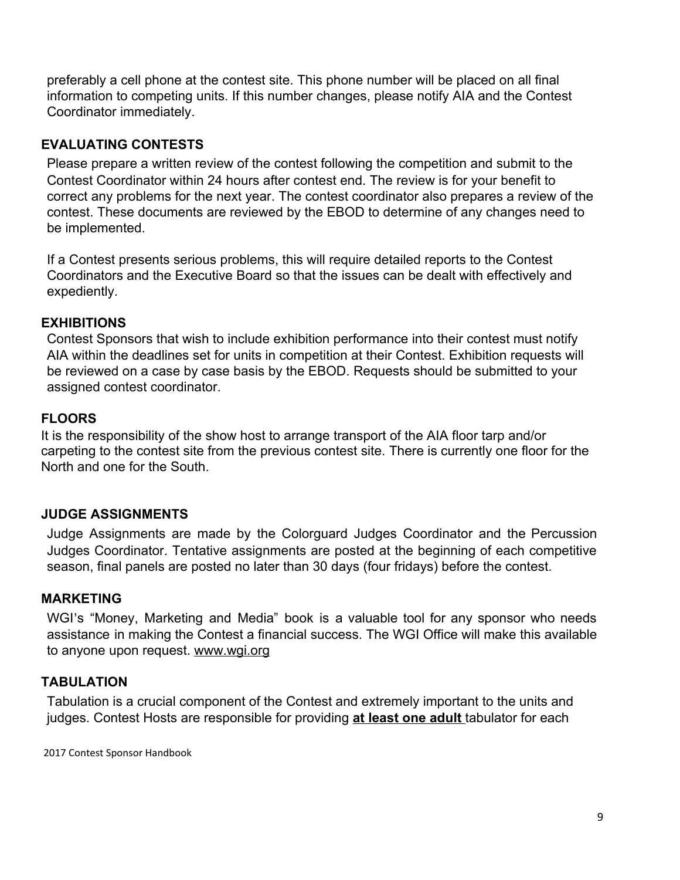preferably a cell phone at the contest site. This phone number will be placed on all final information to competing units. If this number changes, please notify AIA and the Contest Coordinator immediately.

## EVALUATING CONTESTS

Please prepare a written review of the contest following the competition and submit to the Contest Coordinator within 24 hours after contest end. The review is for your benefit to correct any problems for the next year. The contest coordinator also prepares a review of the contest. These documents are reviewed by the EBOD to determine of any changes need to be implemented.

If a Contest presents serious problems, this will require detailed reports to the Contest Coordinators and the Executive Board so that the issues can be dealt with effectively and expediently.

## EXHIBITIONS

Contest Sponsors that wish to include exhibition performance into their contest must notify AIA within the deadlines set for units in competition at their Contest. Exhibition requests will be reviewed on a case by case basis by the EBOD. Requests should be submitted to your assigned contest coordinator.

## FLOORS

It is the responsibility of the show host to arrange transport of the AIA floor tarp and/or carpeting to the contest site from the previous contest site. There is currently one floor for the North and one for the South.

## JUDGE ASSIGNMENTS

Judge Assignments are made by the Colorguard Judges Coordinator and the Percussion Judges Coordinator. Tentative assignments are posted at the beginning of each competitive season, final panels are posted no later than 30 days (four fridays) before the contest.

## MARKETING

WGI's "Money, Marketing and Media" book is a valuable tool for any sponsor who needs assistance in making the Contest a financial success. The WGI Office will make this available to anyone upon request. www.wgi.org

## TABULATION

Tabulation is a crucial component of the Contest and extremely important to the units and judges. Contest Hosts are responsible for providing **at least one adult** tabulator for each

2017 Contest Sponsor Handbook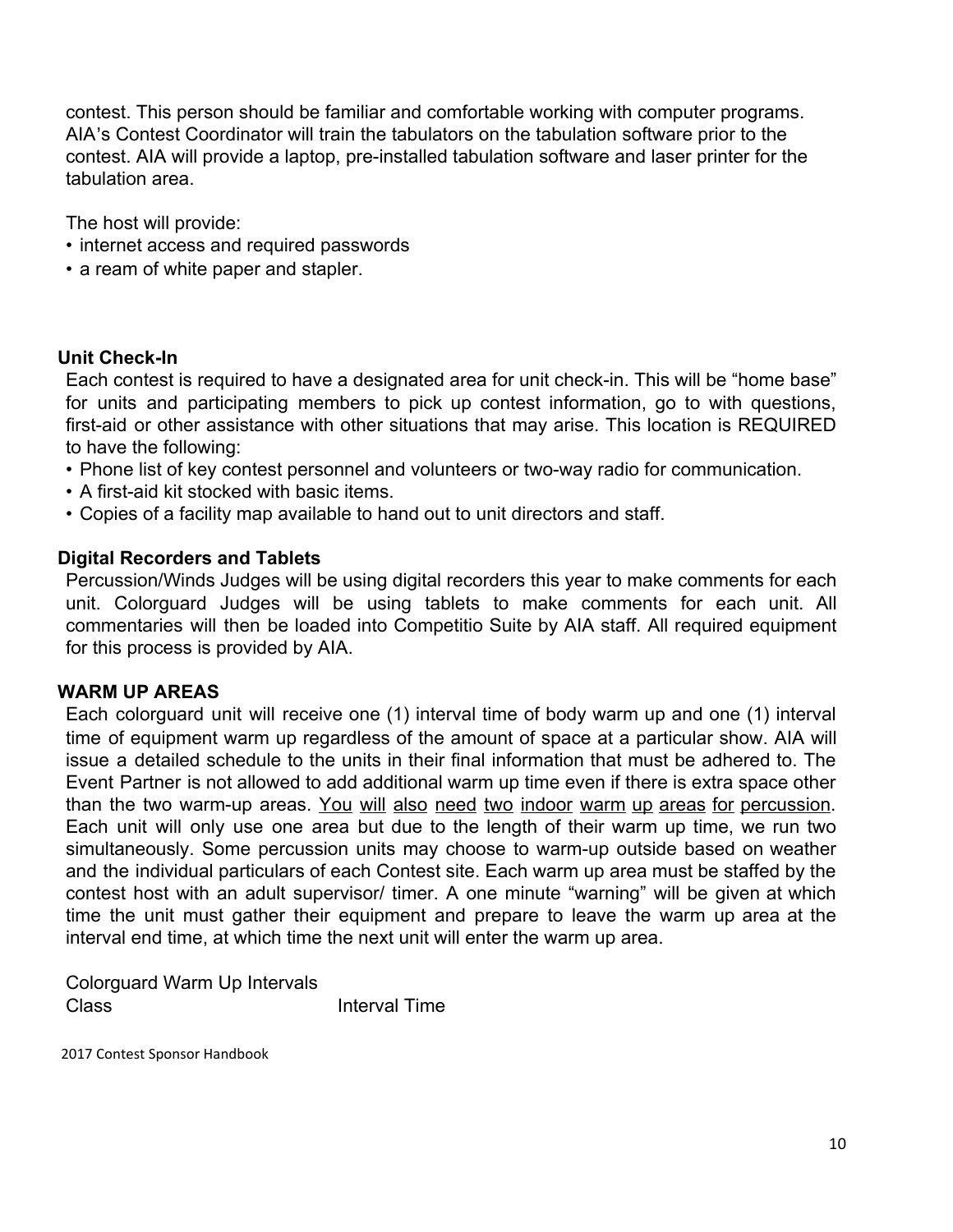contest. This person should be familiar and comfortable working with computer programs. AIA's Contest Coordinator will train the tabulators on the tabulation software prior to the contest. AIA will provide a laptop, pre-installed tabulation software and laser printer for the tabulation area.

The host will provide:

- internet access and required passwords
- a ream of white paper and stapler.

### Unit Check-In

Each contest is required to have a designated area for unit check-in. This will be "home base" for units and participating members to pick up contest information, go to with questions, first-aid or other assistance with other situations that may arise. This location is REQUIRED to have the following:

- Phone list of key contest personnel and volunteers or two-way radio for communication.
- A first-aid kit stocked with basic items.
- Copies of a facility map available to hand out to unit directors and staff.

### Digital Recorders and Tablets

Percussion/Winds Judges will be using digital recorders this year to make comments for each unit. Colorguard Judges will be using tablets to make comments for each unit. All commentaries will then be loaded into Competitio Suite by AIA staff. All required equipment for this process is provided by AIA.

### WARM UP AREAS

Each colorguard unit will receive one (1) interval time of body warm up and one (1) interval time of equipment warm up regardless of the amount of space at a particular show. AIA will issue a detailed schedule to the units in their final information that must be adhered to. The Event Partner is not allowed to add additional warm up time even if there is extra space other than the two warm-up areas. <u>You will also need two indoor warm up areas for percussion</u>. Each unit will only use one area but due to the length of their warm up time, we run two simultaneously. Some percussion units may choose to warm-up outside based on weather and the individual particulars of each Contest site. Each warm up area must be staffed by the contest host with an adult supervisor/ timer. A one minute "warning" will be given at which time the unit must gather their equipment and prepare to leave the warm up area at the interval end time, at which time the next unit will enter the warm up area.

Colorguard Warm Up Intervals

| Class | Interval Time |
| --- | --- |

2017 Contest Sponsor Handbook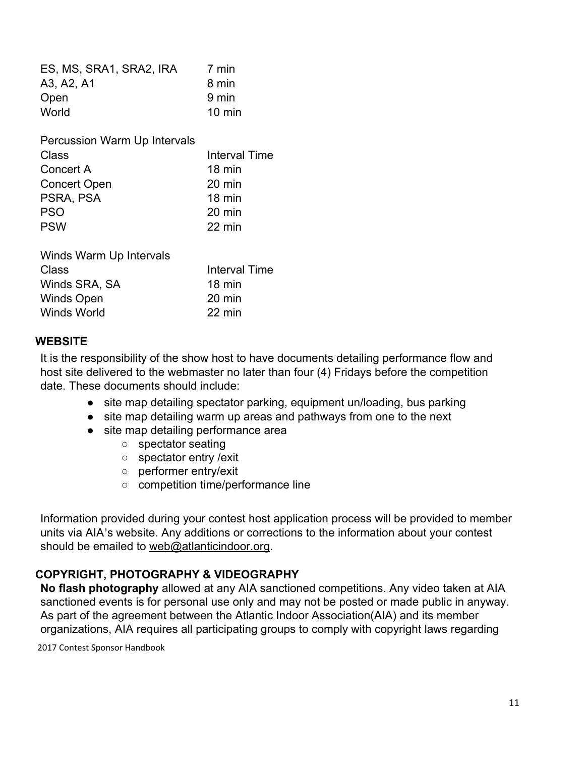| | |
|---|---|
| ES, MS, SRA1, SRA2, IRA | 7 min |
| A3, A2, A1 | 8 min |
| Open | 9 min |
| World | 10 min |

Percussion Warm Up Intervals

| Class | Interval Time |
|---|---|
| Concert A | 18 min |
| Concert Open | 20 min |
| PSRA, PSA | 18 min |
| PSO | 20 min |
| PSW | 22 min |

Winds Warm Up Intervals

| Class | Interval Time |
|---|---|
| Winds SRA, SA | 18 min |
| Winds Open | 20 min |
| Winds World | 22 min |

## WEBSITE

It is the responsibility of the show host to have documents detailing performance flow and host site delivered to the webmaster no later than four (4) Fridays before the competition date. These documents should include:

- site map detailing spectator parking, equipment un/loading, bus parking
- site map detailing warm up areas and pathways from one to the next
- site map detailing performance area
  - spectator seating
  - spectator entry /exit
  - performer entry/exit
  - competition time/performance line

Information provided during your contest host application process will be provided to member units via AIA's website. Any additions or corrections to the information about your contest should be emailed to web@atlanticindoor.org.

## COPYRIGHT, PHOTOGRAPHY & VIDEOGRAPHY

**No flash photography** allowed at any AIA sanctioned competitions. Any video taken at AIA sanctioned events is for personal use only and may not be posted or made public in anyway. As part of the agreement between the Atlantic Indoor Association(AIA) and its member organizations, AIA requires all participating groups to comply with copyright laws regarding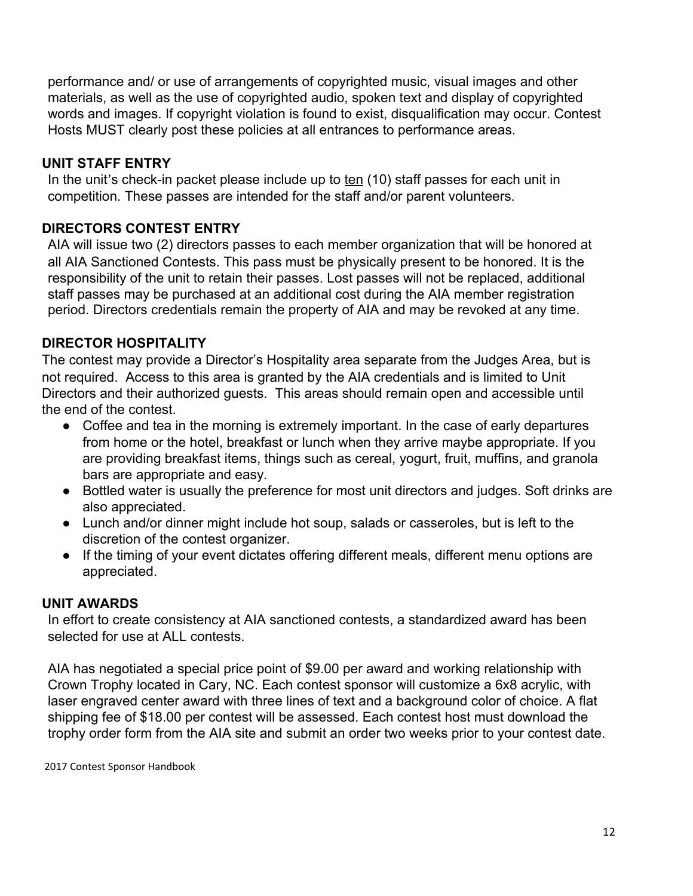performance and/ or use of arrangements of copyrighted music, visual images and other materials, as well as the use of copyrighted audio, spoken text and display of copyrighted words and images. If copyright violation is found to exist, disqualification may occur. Contest Hosts MUST clearly post these policies at all entrances to performance areas.

**UNIT STAFF ENTRY**

In the unit's check-in packet please include up to ten (10) staff passes for each unit in competition. These passes are intended for the staff and/or parent volunteers.

**DIRECTORS CONTEST ENTRY**

AIA will issue two (2) directors passes to each member organization that will be honored at all AIA Sanctioned Contests. This pass must be physically present to be honored. It is the responsibility of the unit to retain their passes. Lost passes will not be replaced, additional staff passes may be purchased at an additional cost during the AIA member registration period. Directors credentials remain the property of AIA and may be revoked at any time.

**DIRECTOR HOSPITALITY**

The contest may provide a Director's Hospitality area separate from the Judges Area, but is not required. Access to this area is granted by the AIA credentials and is limited to Unit Directors and their authorized guests. This areas should remain open and accessible until the end of the contest.

- Coffee and tea in the morning is extremely important. In the case of early departures from home or the hotel, breakfast or lunch when they arrive maybe appropriate. If you are providing breakfast items, things such as cereal, yogurt, fruit, muffins, and granola bars are appropriate and easy.
- Bottled water is usually the preference for most unit directors and judges. Soft drinks are also appreciated.
- Lunch and/or dinner might include hot soup, salads or casseroles, but is left to the discretion of the contest organizer.
- If the timing of your event dictates offering different meals, different menu options are appreciated.

**UNIT AWARDS**

In effort to create consistency at AIA sanctioned contests, a standardized award has been selected for use at ALL contests.

AIA has negotiated a special price point of $9.00 per award and working relationship with Crown Trophy located in Cary, NC. Each contest sponsor will customize a 6x8 acrylic, with laser engraved center award with three lines of text and a background color of choice. A flat shipping fee of $18.00 per contest will be assessed. Each contest host must download the trophy order form from the AIA site and submit an order two weeks prior to your contest date.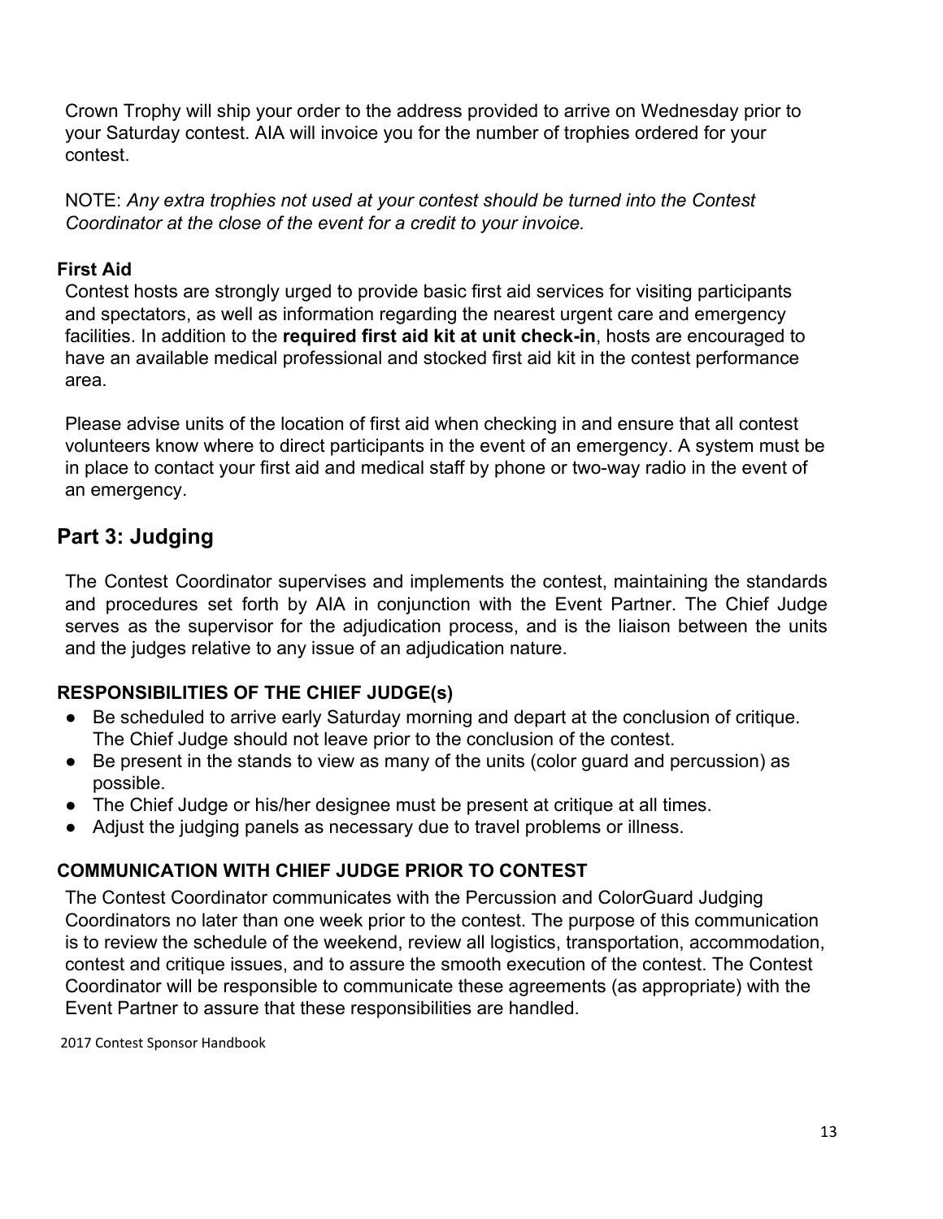Crown Trophy will ship your order to the address provided to arrive on Wednesday prior to your Saturday contest. AIA will invoice you for the number of trophies ordered for your contest.

NOTE: *Any extra trophies not used at your contest should be turned into the Contest Coordinator at the close of the event for a credit to your invoice.*

### First Aid

Contest hosts are strongly urged to provide basic first aid services for visiting participants and spectators, as well as information regarding the nearest urgent care and emergency facilities. In addition to the **required first aid kit at unit check-in**, hosts are encouraged to have an available medical professional and stocked first aid kit in the contest performance area.

Please advise units of the location of first aid when checking in and ensure that all contest volunteers know where to direct participants in the event of an emergency. A system must be in place to contact your first aid and medical staff by phone or two-way radio in the event of an emergency.

## Part 3: Judging

The Contest Coordinator supervises and implements the contest, maintaining the standards and procedures set forth by AIA in conjunction with the Event Partner. The Chief Judge serves as the supervisor for the adjudication process, and is the liaison between the units and the judges relative to any issue of an adjudication nature.

### RESPONSIBILITIES OF THE CHIEF JUDGE(s)

- Be scheduled to arrive early Saturday morning and depart at the conclusion of critique. The Chief Judge should not leave prior to the conclusion of the contest.
- Be present in the stands to view as many of the units (color guard and percussion) as possible.
- The Chief Judge or his/her designee must be present at critique at all times.
- Adjust the judging panels as necessary due to travel problems or illness.

### COMMUNICATION WITH CHIEF JUDGE PRIOR TO CONTEST

The Contest Coordinator communicates with the Percussion and ColorGuard Judging Coordinators no later than one week prior to the contest. The purpose of this communication is to review the schedule of the weekend, review all logistics, transportation, accommodation, contest and critique issues, and to assure the smooth execution of the contest. The Contest Coordinator will be responsible to communicate these agreements (as appropriate) with the Event Partner to assure that these responsibilities are handled.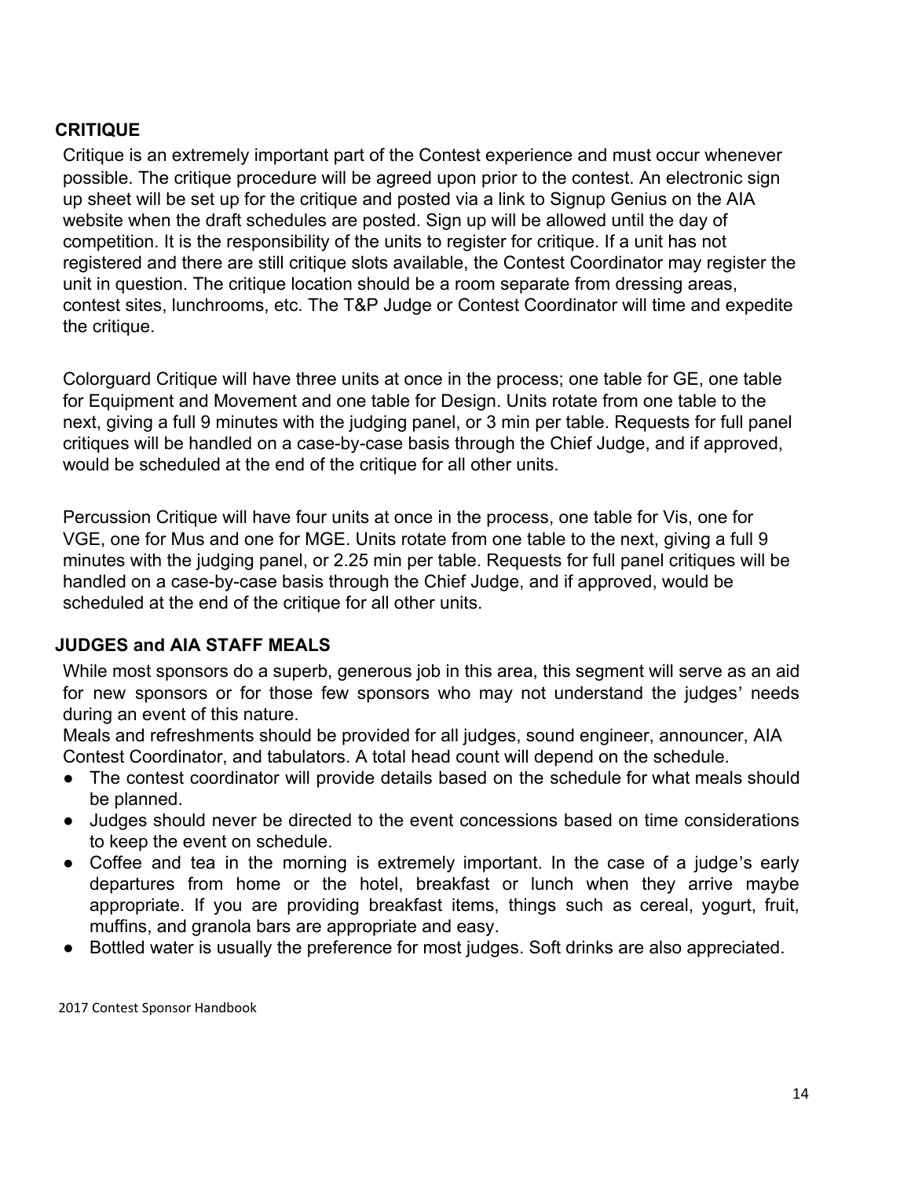## CRITIQUE

Critique is an extremely important part of the Contest experience and must occur whenever possible. The critique procedure will be agreed upon prior to the contest. An electronic sign up sheet will be set up for the critique and posted via a link to Signup Genius on the AIA website when the draft schedules are posted. Sign up will be allowed until the day of competition. It is the responsibility of the units to register for critique. If a unit has not registered and there are still critique slots available, the Contest Coordinator may register the unit in question. The critique location should be a room separate from dressing areas, contest sites, lunchrooms, etc. The T&P Judge or Contest Coordinator will time and expedite the critique.

Colorguard Critique will have three units at once in the process; one table for GE, one table for Equipment and Movement and one table for Design. Units rotate from one table to the next, giving a full 9 minutes with the judging panel, or 3 min per table. Requests for full panel critiques will be handled on a case-by-case basis through the Chief Judge, and if approved, would be scheduled at the end of the critique for all other units.

Percussion Critique will have four units at once in the process, one table for Vis, one for VGE, one for Mus and one for MGE. Units rotate from one table to the next, giving a full 9 minutes with the judging panel, or 2.25 min per table. Requests for full panel critiques will be handled on a case-by-case basis through the Chief Judge, and if approved, would be scheduled at the end of the critique for all other units.

## JUDGES and AIA STAFF MEALS

While most sponsors do a superb, generous job in this area, this segment will serve as an aid for new sponsors or for those few sponsors who may not understand the judges' needs during an event of this nature.

Meals and refreshments should be provided for all judges, sound engineer, announcer, AIA Contest Coordinator, and tabulators. A total head count will depend on the schedule.

- The contest coordinator will provide details based on the schedule for what meals should be planned.
- Judges should never be directed to the event concessions based on time considerations to keep the event on schedule.
- Coffee and tea in the morning is extremely important. In the case of a judge's early departures from home or the hotel, breakfast or lunch when they arrive maybe appropriate. If you are providing breakfast items, things such as cereal, yogurt, fruit, muffins, and granola bars are appropriate and easy.
- Bottled water is usually the preference for most judges. Soft drinks are also appreciated.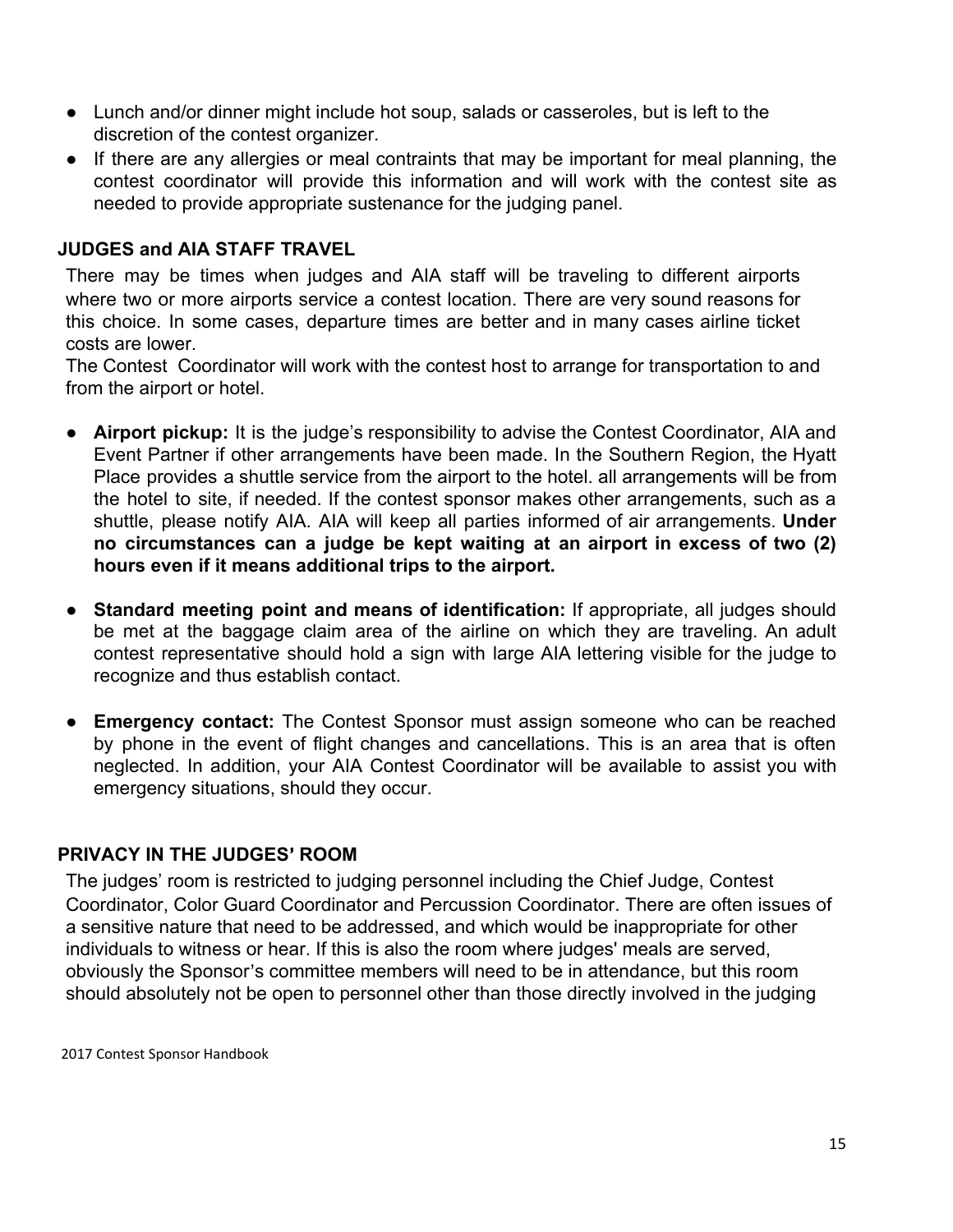- Lunch and/or dinner might include hot soup, salads or casseroles, but is left to the discretion of the contest organizer.
- If there are any allergies or meal contraints that may be important for meal planning, the contest coordinator will provide this information and will work with the contest site as needed to provide appropriate sustenance for the judging panel.

### JUDGES and AIA STAFF TRAVEL

There may be times when judges and AIA staff will be traveling to different airports where two or more airports service a contest location. There are very sound reasons for this choice. In some cases, departure times are better and in many cases airline ticket costs are lower.

The Contest Coordinator will work with the contest host to arrange for transportation to and from the airport or hotel.

- **Airport pickup:** It is the judge's responsibility to advise the Contest Coordinator, AIA and Event Partner if other arrangements have been made. In the Southern Region, the Hyatt Place provides a shuttle service from the airport to the hotel. all arrangements will be from the hotel to site, if needed. If the contest sponsor makes other arrangements, such as a shuttle, please notify AIA. AIA will keep all parties informed of air arrangements. **Under no circumstances can a judge be kept waiting at an airport in excess of two (2) hours even if it means additional trips to the airport.**

- **Standard meeting point and means of identification:** If appropriate, all judges should be met at the baggage claim area of the airline on which they are traveling. An adult contest representative should hold a sign with large AIA lettering visible for the judge to recognize and thus establish contact.

- **Emergency contact:** The Contest Sponsor must assign someone who can be reached by phone in the event of flight changes and cancellations. This is an area that is often neglected. In addition, your AIA Contest Coordinator will be available to assist you with emergency situations, should they occur.

### PRIVACY IN THE JUDGES' ROOM

The judges' room is restricted to judging personnel including the Chief Judge, Contest Coordinator, Color Guard Coordinator and Percussion Coordinator. There are often issues of a sensitive nature that need to be addressed, and which would be inappropriate for other individuals to witness or hear. If this is also the room where judges' meals are served, obviously the Sponsor's committee members will need to be in attendance, but this room should absolutely not be open to personnel other than those directly involved in the judging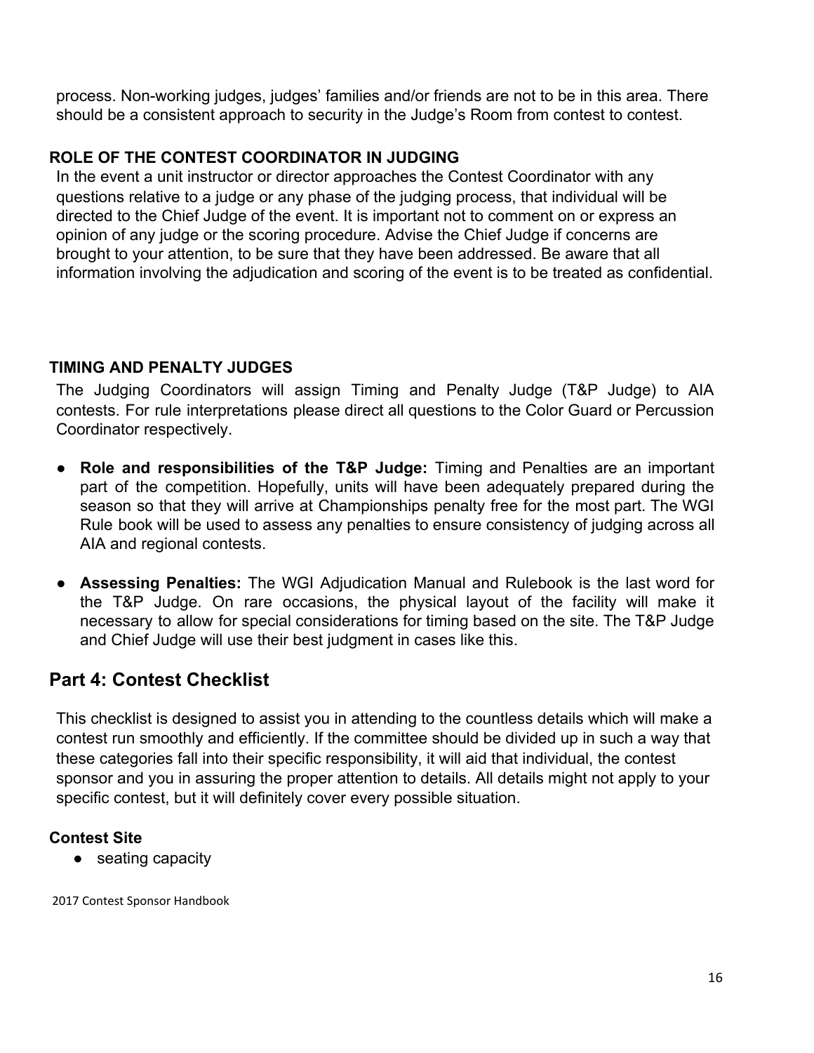process. Non-working judges, judges' families and/or friends are not to be in this area. There should be a consistent approach to security in the Judge's Room from contest to contest.

### ROLE OF THE CONTEST COORDINATOR IN JUDGING

In the event a unit instructor or director approaches the Contest Coordinator with any questions relative to a judge or any phase of the judging process, that individual will be directed to the Chief Judge of the event. It is important not to comment on or express an opinion of any judge or the scoring procedure. Advise the Chief Judge if concerns are brought to your attention, to be sure that they have been addressed. Be aware that all information involving the adjudication and scoring of the event is to be treated as confidential.

### TIMING AND PENALTY JUDGES

The Judging Coordinators will assign Timing and Penalty Judge (T&P Judge) to AIA contests. For rule interpretations please direct all questions to the Color Guard or Percussion Coordinator respectively.

- **Role and responsibilities of the T&P Judge:** Timing and Penalties are an important part of the competition. Hopefully, units will have been adequately prepared during the season so that they will arrive at Championships penalty free for the most part. The WGI Rule book will be used to assess any penalties to ensure consistency of judging across all AIA and regional contests.
- **Assessing Penalties:** The WGI Adjudication Manual and Rulebook is the last word for the T&P Judge. On rare occasions, the physical layout of the facility will make it necessary to allow for special considerations for timing based on the site. The T&P Judge and Chief Judge will use their best judgment in cases like this.

## Part 4: Contest Checklist

This checklist is designed to assist you in attending to the countless details which will make a contest run smoothly and efficiently. If the committee should be divided up in such a way that these categories fall into their specific responsibility, it will aid that individual, the contest sponsor and you in assuring the proper attention to details. All details might not apply to your specific contest, but it will definitely cover every possible situation.

### Contest Site

- seating capacity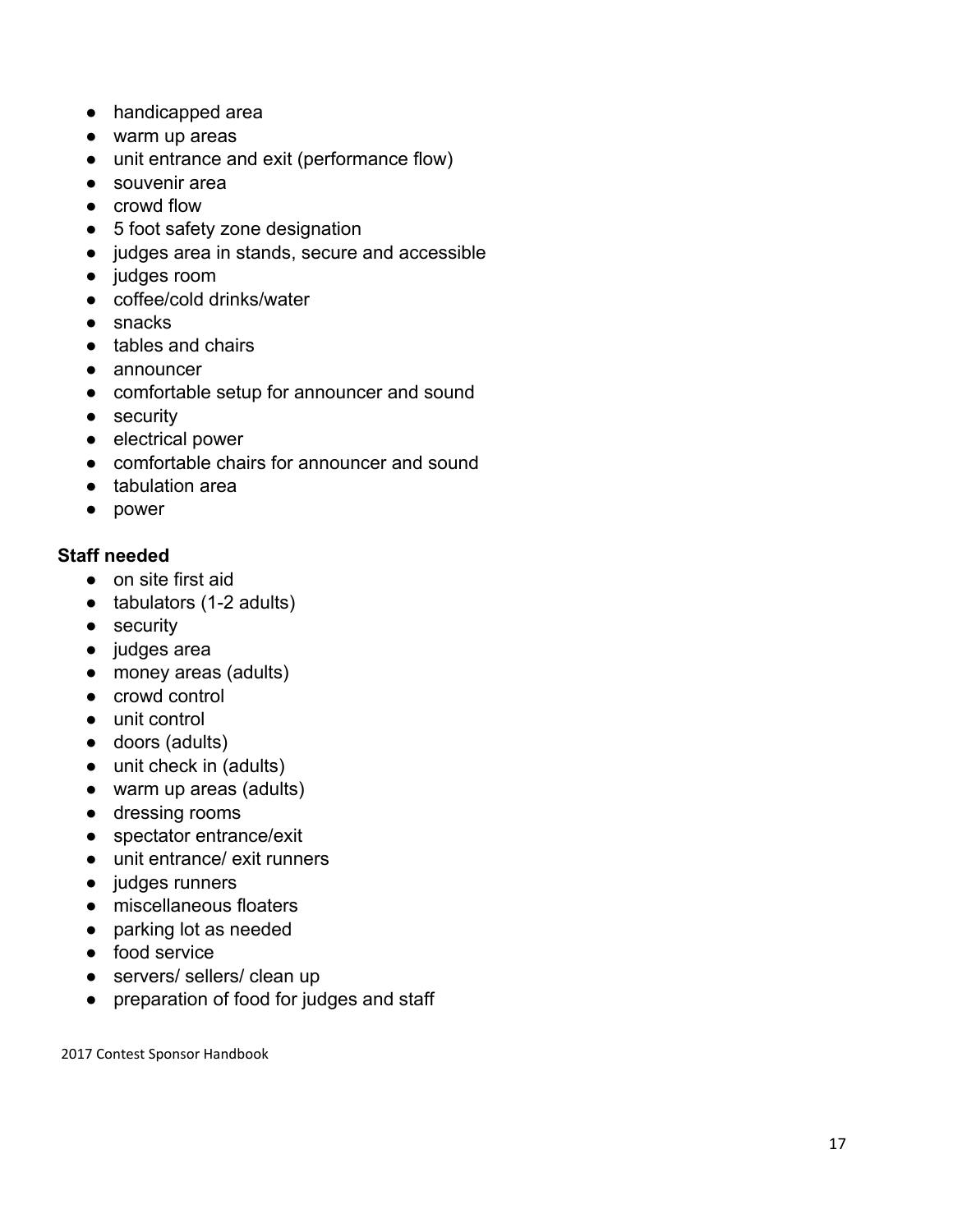- handicapped area
- warm up areas
- unit entrance and exit (performance flow)
- souvenir area
- crowd flow
- 5 foot safety zone designation
- judges area in stands, secure and accessible
- judges room
- coffee/cold drinks/water
- snacks
- tables and chairs
- announcer
- comfortable setup for announcer and sound
- security
- electrical power
- comfortable chairs for announcer and sound
- tabulation area
- power

**Staff needed**

- on site first aid
- tabulators (1-2 adults)
- security
- judges area
- money areas (adults)
- crowd control
- unit control
- doors (adults)
- unit check in (adults)
- warm up areas (adults)
- dressing rooms
- spectator entrance/exit
- unit entrance/ exit runners
- judges runners
- miscellaneous floaters
- parking lot as needed
- food service
- servers/ sellers/ clean up
- preparation of food for judges and staff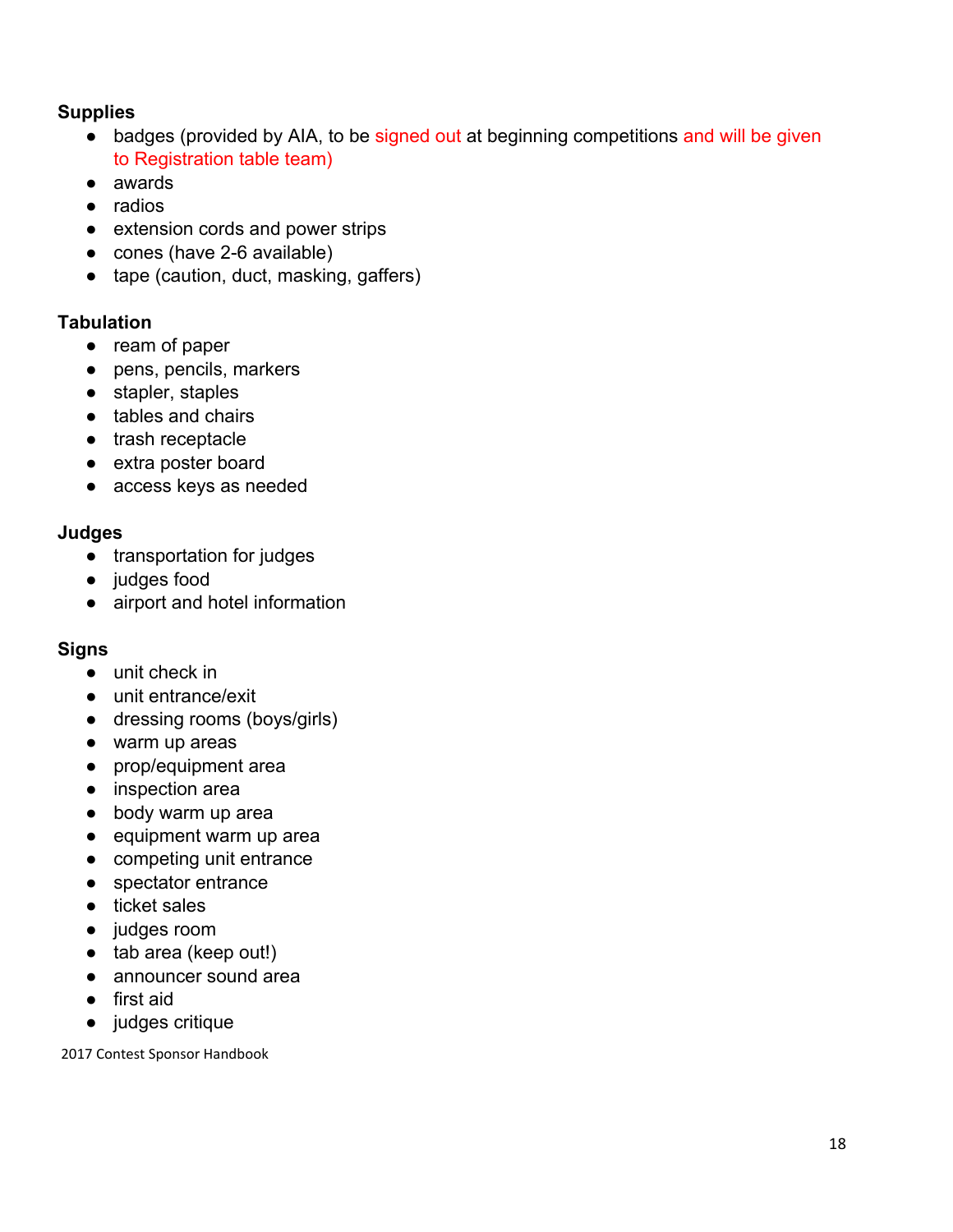**Supplies**

- badges (provided by AIA, to be signed out at beginning competitions and will be given to Registration table team)
- awards
- radios
- extension cords and power strips
- cones (have 2-6 available)
- tape (caution, duct, masking, gaffers)

**Tabulation**

- ream of paper
- pens, pencils, markers
- stapler, staples
- tables and chairs
- trash receptacle
- extra poster board
- access keys as needed

**Judges**

- transportation for judges
- judges food
- airport and hotel information

**Signs**

- unit check in
- unit entrance/exit
- dressing rooms (boys/girls)
- warm up areas
- prop/equipment area
- inspection area
- body warm up area
- equipment warm up area
- competing unit entrance
- spectator entrance
- ticket sales
- judges room
- tab area (keep out!)
- announcer sound area
- first aid
- judges critique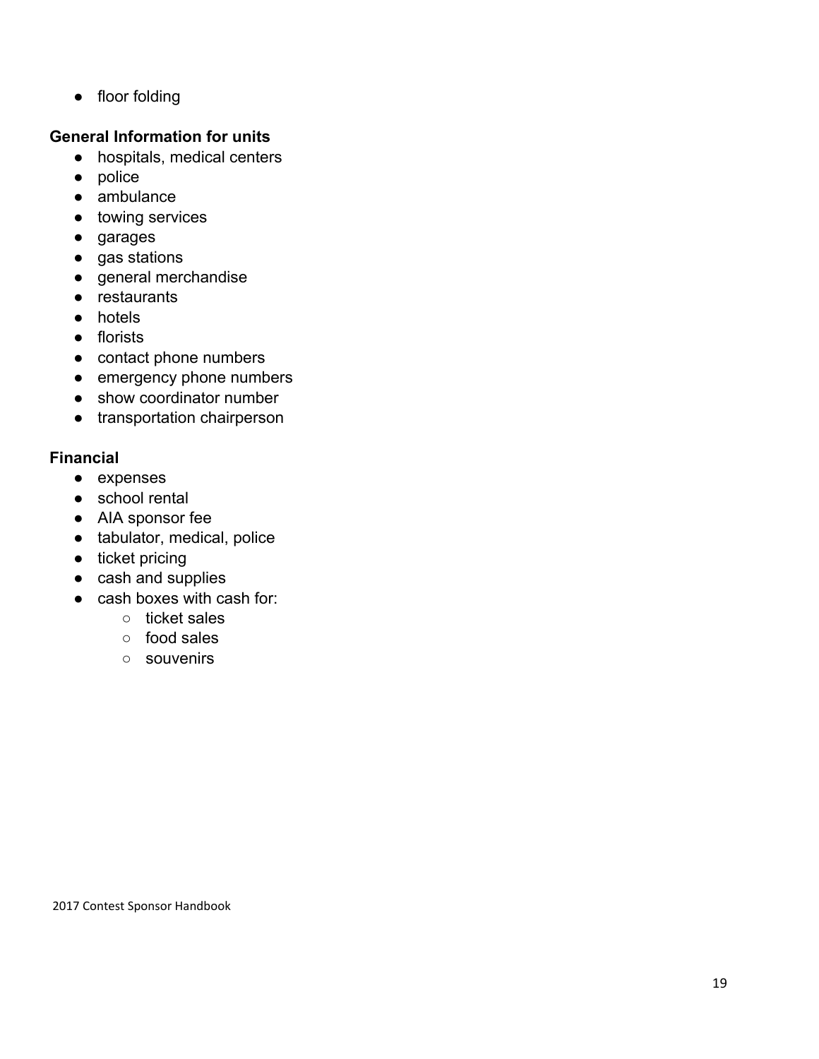- floor folding

**General Information for units**

- hospitals, medical centers
- police
- ambulance
- towing services
- garages
- gas stations
- general merchandise
- restaurants
- hotels
- florists
- contact phone numbers
- emergency phone numbers
- show coordinator number
- transportation chairperson

**Financial**

- expenses
- school rental
- AIA sponsor fee
- tabulator, medical, police
- ticket pricing
- cash and supplies
- cash boxes with cash for:
    - ticket sales
    - food sales
    - souvenirs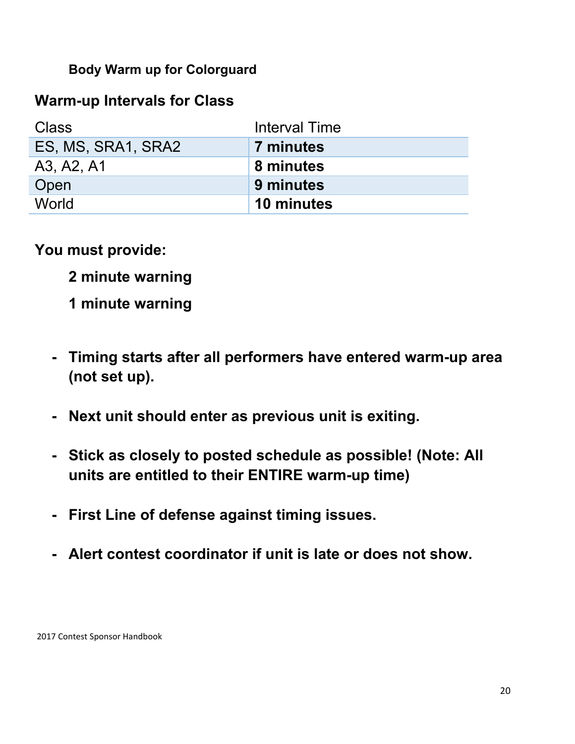**Body Warm up for Colorguard**

## Warm-up Intervals for Class

| Class | Interval Time |
|---|---|
| ES, MS, SRA1, SRA2 | **7 minutes** |
| A3, A2, A1 | **8 minutes** |
| Open | **9 minutes** |
| World | **10 minutes** |

**You must provide:**

**2 minute warning**

**1 minute warning**

- **Timing starts after all performers have entered warm-up area (not set up).**
- **Next unit should enter as previous unit is exiting.**
- **Stick as closely to posted schedule as possible! (Note: All units are entitled to their ENTIRE warm-up time)**
- **First Line of defense against timing issues.**
- **Alert contest coordinator if unit is late or does not show.**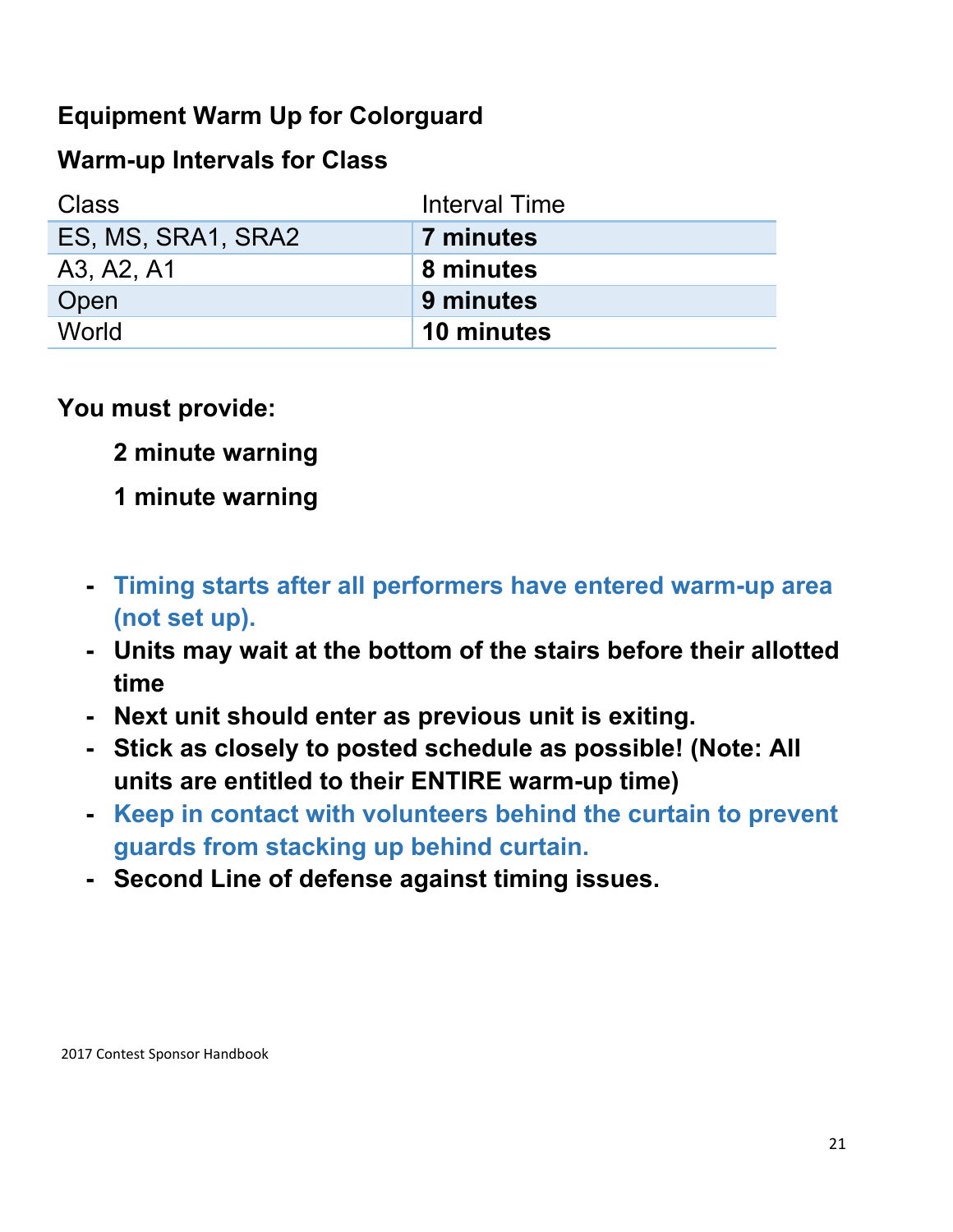**Equipment Warm Up for Colorguard**

**Warm-up Intervals for Class**

| Class | Interval Time |
|---|---|
| ES, MS, SRA1, SRA2 | **7 minutes** |
| A3, A2, A1 | **8 minutes** |
| Open | **9 minutes** |
| World | **10 minutes** |

**You must provide:**

**2 minute warning**

**1 minute warning**

- **Timing starts after all performers have entered warm-up area (not set up).**
- **Units may wait at the bottom of the stairs before their allotted time**
- **Next unit should enter as previous unit is exiting.**
- **Stick as closely to posted schedule as possible! (Note: All units are entitled to their ENTIRE warm-up time)**
- **Keep in contact with volunteers behind the curtain to prevent guards from stacking up behind curtain.**
- **Second Line of defense against timing issues.**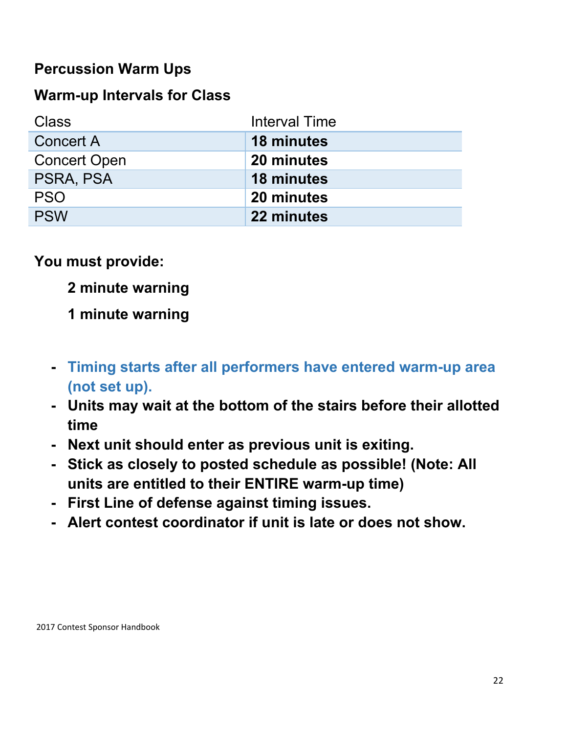**Percussion Warm Ups**

**Warm-up Intervals for Class**

| Class | Interval Time |
|---|---|
| Concert A | **18 minutes** |
| Concert Open | **20 minutes** |
| PSRA, PSA | **18 minutes** |
| PSO | **20 minutes** |
| PSW | **22 minutes** |

**You must provide:**

**2 minute warning**

**1 minute warning**

- **Timing starts after all performers have entered warm-up area (not set up).**
- **Units may wait at the bottom of the stairs before their allotted time**
- **Next unit should enter as previous unit is exiting.**
- **Stick as closely to posted schedule as possible! (Note: All units are entitled to their ENTIRE warm-up time)**
- **First Line of defense against timing issues.**
- **Alert contest coordinator if unit is late or does not show.**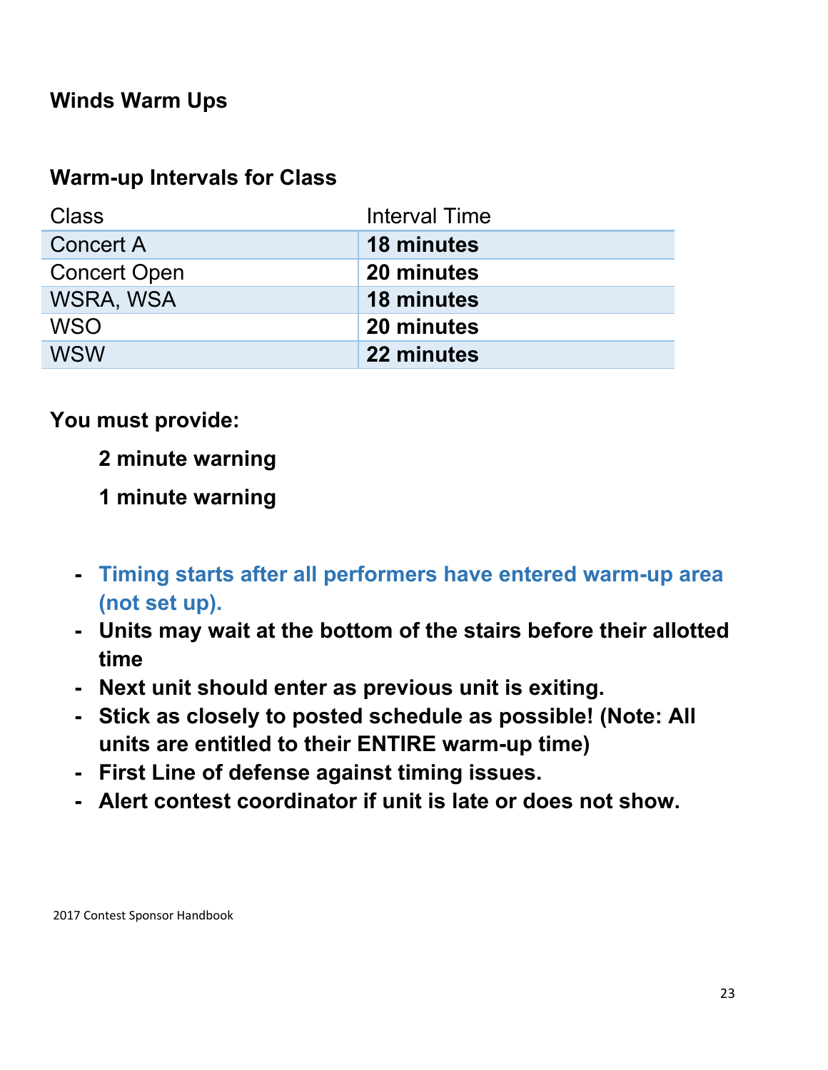## Winds Warm Ups

### Warm-up Intervals for Class

| Class | Interval Time |
|---|---|
| Concert A | **18 minutes** |
| Concert Open | **20 minutes** |
| WSRA, WSA | **18 minutes** |
| WSO | **20 minutes** |
| WSW | **22 minutes** |

**You must provide:**

**2 minute warning**

**1 minute warning**

- **Timing starts after all performers have entered warm-up area (not set up).**
- **Units may wait at the bottom of the stairs before their allotted time**
- **Next unit should enter as previous unit is exiting.**
- **Stick as closely to posted schedule as possible! (Note: All units are entitled to their ENTIRE warm-up time)**
- **First Line of defense against timing issues.**
- **Alert contest coordinator if unit is late or does not show.**